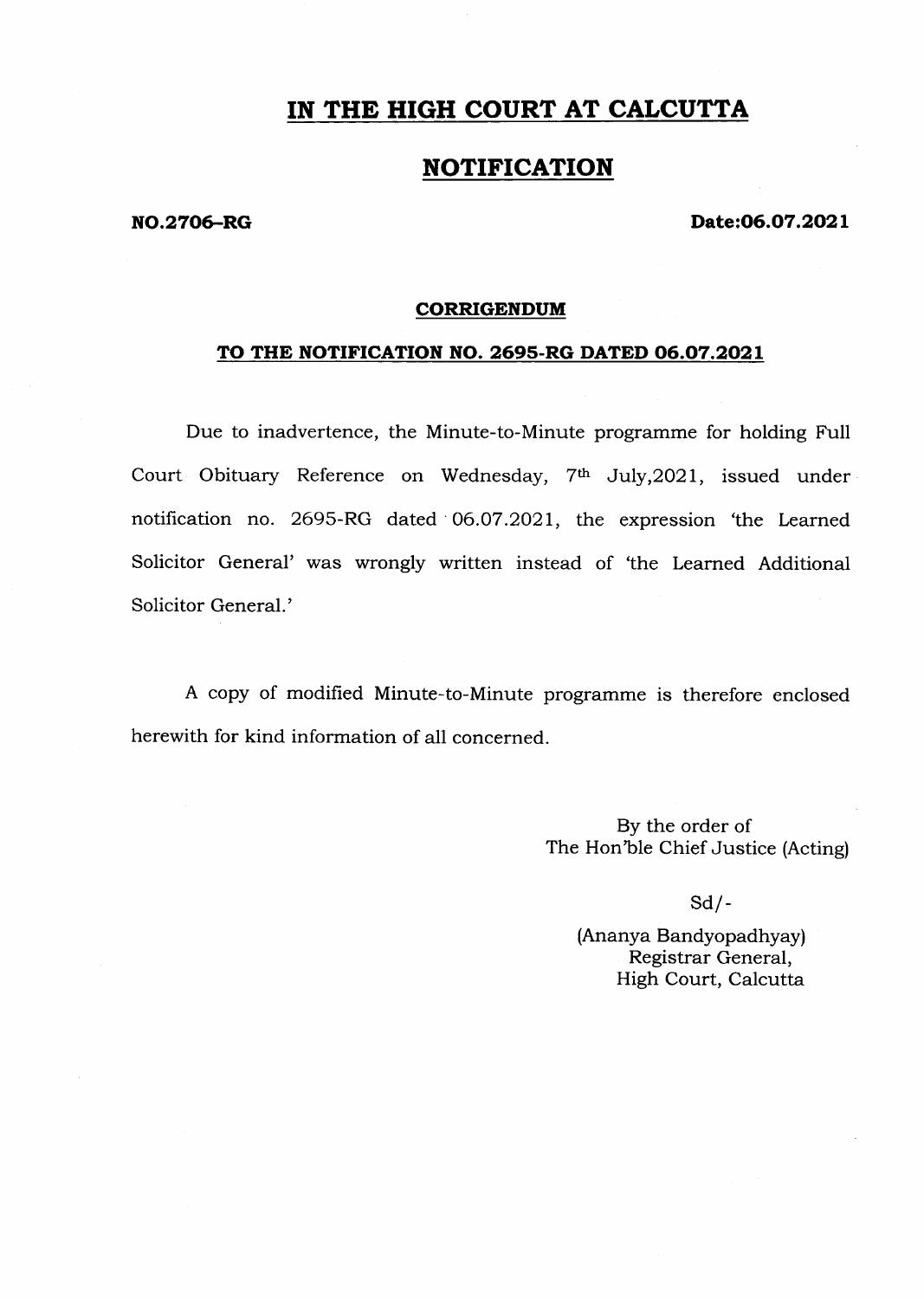# IN THE HIGH COURT AT CALCUTTA

## NOTIFICATION

**NO.2706-RG** **Date:06.07.2021**

### CORRIGENDUM

### TO THE NOTIFICATION NO. 2695-RG DATED 06.07.2021

Due to inadvertence, the Minute-to-Minute programme for holding Full Court Obituary Reference on Wednesday, 7th July,2021, issued under notification no. 2695-RG dated 06.07.2021, the expression 'the Learned Solicitor General' was wrongly written instead of 'the Learned Additional Solicitor General.'

A copy of modified Minute-to-Minute programme is therefore enclosed herewith for kind information of all concerned.

By the order of
The Hon'ble Chief Justice (Acting)

Sd/-

(Ananya Bandyopadhyay)
Registrar General,
High Court, Calcutta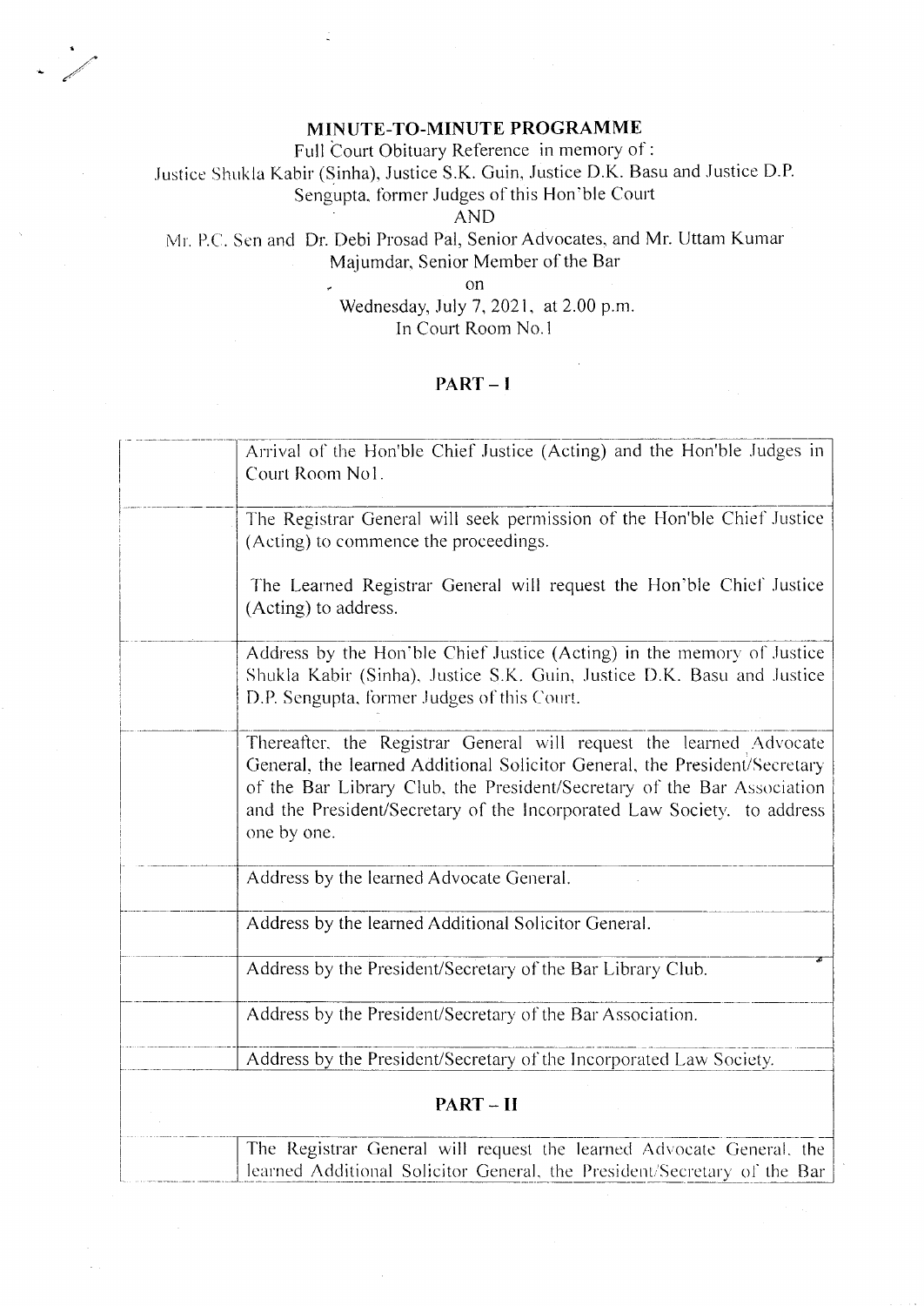# MINUTE-TO-MINUTE PROGRAMME

Full Court Obituary Reference in memory of :
Justice Shukla Kabir (Sinha), Justice S.K. Guin, Justice D.K. Basu and Justice D.P. Sengupta, former Judges of this Hon'ble Court

AND

Mr. P.C. Sen and Dr. Debi Prosad Pal, Senior Advocates, and Mr. Uttam Kumar Majumdar, Senior Member of the Bar

on

Wednesday, July 7, 2021, at 2.00 p.m.
In Court Room No.1

## PART – I

| | |
|---|---|
| | Arrival of the Hon'ble Chief Justice (Acting) and the Hon'ble Judges in Court Room No1. |
| | The Registrar General will seek permission of the Hon'ble Chief Justice (Acting) to commence the proceedings.<br><br>The Learned Registrar General will request the Hon'ble Chief Justice (Acting) to address. |
| | Address by the Hon'ble Chief Justice (Acting) in the memory of Justice Shukla Kabir (Sinha), Justice S.K. Guin, Justice D.K. Basu and Justice D.P. Sengupta, former Judges of this Court. |
| | Thereafter, the Registrar General will request the learned Advocate General, the learned Additional Solicitor General, the President/Secretary of the Bar Library Club, the President/Secretary of the Bar Association and the President/Secretary of the Incorporated Law Society, to address one by one. |
| | Address by the learned Advocate General. |
| | Address by the learned Additional Solicitor General. |
| | Address by the President/Secretary of the Bar Library Club. |
| | Address by the President/Secretary of the Bar Association. |
| | Address by the President/Secretary of the Incorporated Law Society. |

## PART – II

| | |
|---|---|
| | The Registrar General will request the learned Advocate General, the learned Additional Solicitor General, the President/Secretary of the Bar |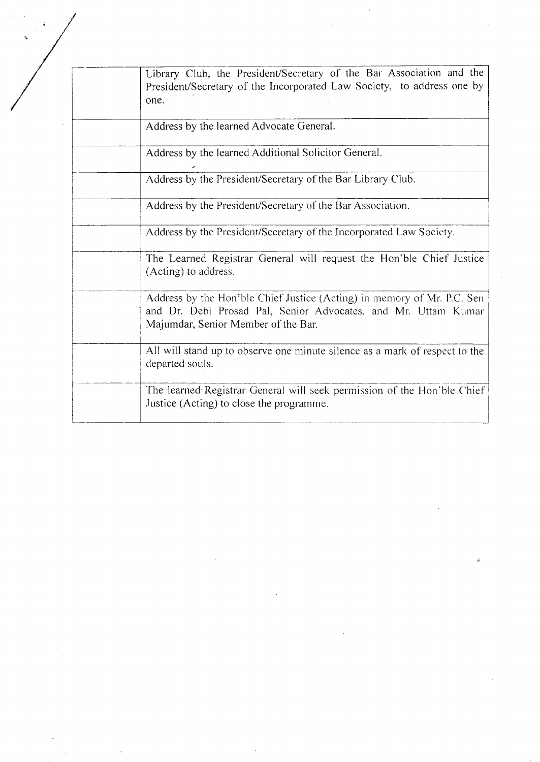| | |
|---|---|
| | Library Club, the President/Secretary of the Bar Association and the President/Secretary of the Incorporated Law Society, to address one by one. |
| | Address by the learned Advocate General. |
| | Address by the learned Additional Solicitor General. |
| | Address by the President/Secretary of the Bar Library Club. |
| | Address by the President/Secretary of the Bar Association. |
| | Address by the President/Secretary of the Incorporated Law Society. |
| | The Learned Registrar General will request the Hon'ble Chief Justice (Acting) to address. |
| | Address by the Hon'ble Chief Justice (Acting) in memory of Mr. P.C. Sen and Dr. Debi Prosad Pal, Senior Advocates, and Mr. Uttam Kumar Majumdar, Senior Member of the Bar. |
| | All will stand up to observe one minute silence as a mark of respect to the departed souls. |
| | The learned Registrar General will seek permission of the Hon'ble Chief Justice (Acting) to close the programme. |